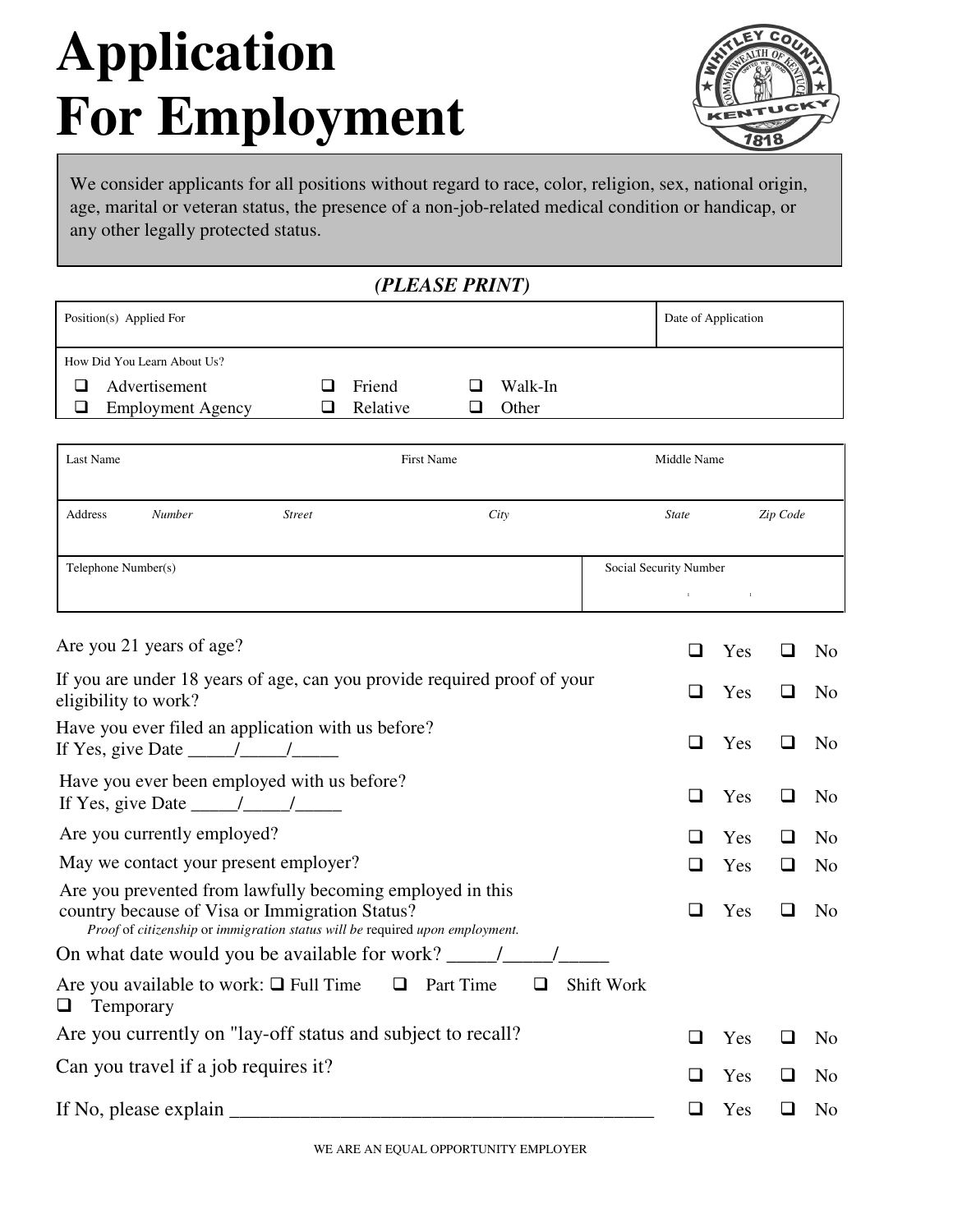# Application For Employment

We consider applicants for all positions without regard to race, color, religion, sex, national origin, age, marital or veteran status, the presence of a non-job-related medical condition or handicap, or any other legally protected status.

***(PLEASE PRINT)***

| Position(s) Applied For | Date of Application |
|---|---|
| | |

How Did You Learn About Us?

- ❑ Advertisement ❑ Friend ❑ Walk-In
- ❑ Employment Agency ❑ Relative ❑ Other

| Last Name | First Name | Middle Name |
|---|---|---|
| | | |

| Address | *Number* | *Street* | *City* | *State* | *Zip Code* |
|---|---|---|---|---|---|
| | | | | | |

| Telephone Number(s) | Social Security Number |
|---|---|
| | |

| Question | | |
|---|---|---|
| Are you 21 years of age? | ❑ Yes | ❑ No |
| If you are under 18 years of age, can you provide required proof of your eligibility to work? | ❑ Yes | ❑ No |
| Have you ever filed an application with us before? If Yes, give Date _____/_____/_____ | ❑ Yes | ❑ No |
| Have you ever been employed with us before? If Yes, give Date _____/_____/_____ | ❑ Yes | ❑ No |
| Are you currently employed? | ❑ Yes | ❑ No |
| May we contact your present employer? | ❑ Yes | ❑ No |
| Are you prevented from lawfully becoming employed in this country because of Visa or Immigration Status? *Proof of citizenship or immigration status will be required upon employment.* | ❑ Yes | ❑ No |

On what date would you be available for work? _____/_____/_____

Are you available to work: ❑ Full Time ❑ Part Time ❑ Shift Work ❑ Temporary

| Question | | |
|---|---|---|
| Are you currently on "lay-off status and subject to recall? | ❑ Yes | ❑ No |
| Can you travel if a job requires it? | ❑ Yes | ❑ No |
| If No, please explain ___________________________________________ | ❑ Yes | ❑ No |

WE ARE AN EQUAL OPPORTUNITY EMPLOYER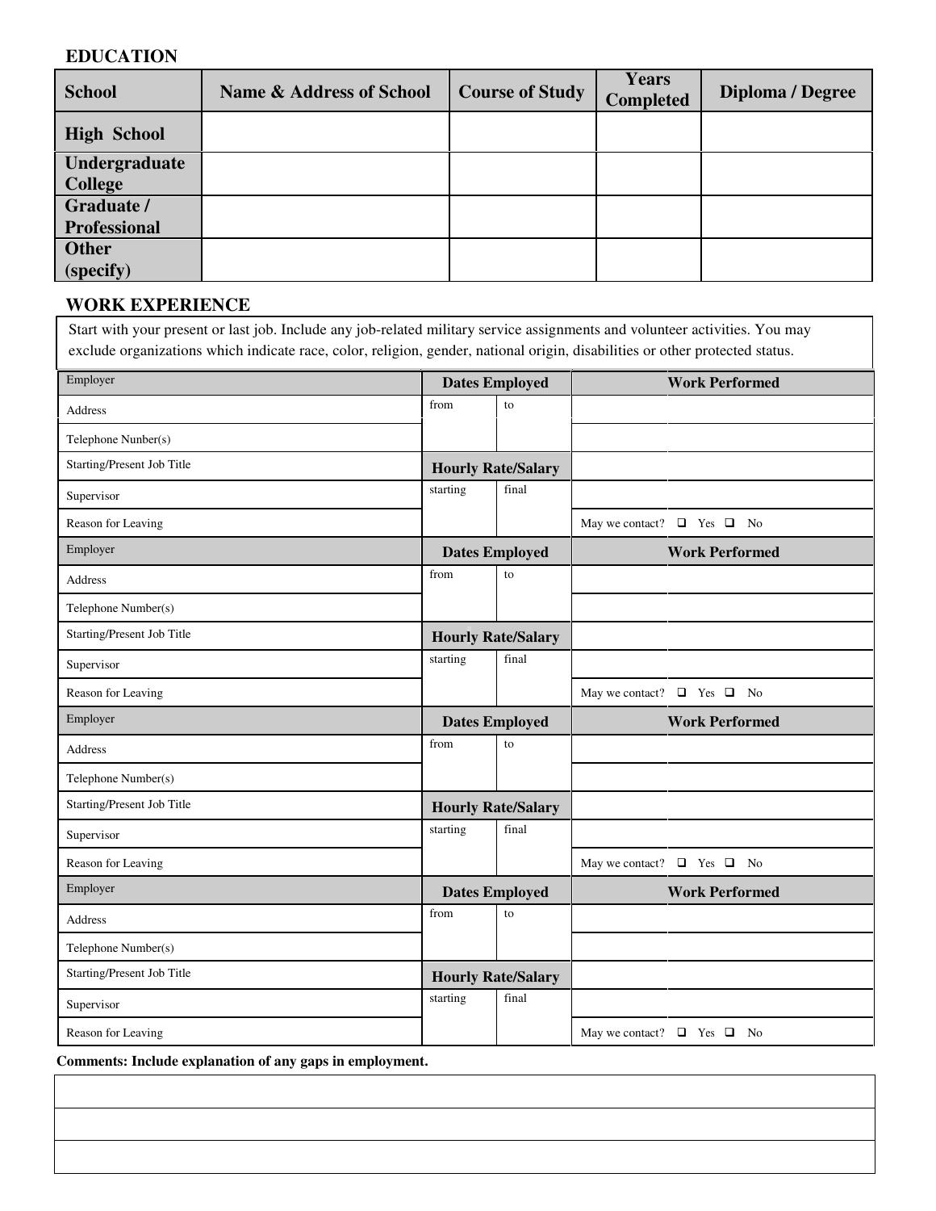## EDUCATION

| School | Name & Address of School | Course of Study | Years Completed | Diploma / Degree |
|---|---|---|---|---|
| **High School** | | | | |
| **Undergraduate College** | | | | |
| **Graduate / Professional** | | | | |
| **Other (specify)** | | | | |

## WORK EXPERIENCE

Start with your present or last job. Include any job-related military service assignments and volunteer activities. You may exclude organizations which indicate race, color, religion, gender, national origin, disabilities or other protected status.

| Employer | **Dates Employed** | | **Work Performed** |
|---|---|---|---|
| Address | from | to | |
| Telephone Nunber(s) | | | |
| Starting/Present Job Title | **Hourly Rate/Salary** | | |
| Supervisor | starting | final | |
| Reason for Leaving | | | May we contact? ❑ Yes ❑ No |

| Employer | **Dates Employed** | | **Work Performed** |
|---|---|---|---|
| Address | from | to | |
| Telephone Number(s) | | | |
| Starting/Present Job Title | **Hourly Rate/Salary** | | |
| Supervisor | starting | final | |
| Reason for Leaving | | | May we contact? ❑ Yes ❑ No |

| Employer | **Dates Employed** | | **Work Performed** |
|---|---|---|---|
| Address | from | to | |
| Telephone Number(s) | | | |
| Starting/Present Job Title | **Hourly Rate/Salary** | | |
| Supervisor | starting | final | |
| Reason for Leaving | | | May we contact? ❑ Yes ❑ No |

| Employer | **Dates Employed** | | **Work Performed** |
|---|---|---|---|
| Address | from | to | |
| Telephone Number(s) | | | |
| Starting/Present Job Title | **Hourly Rate/Salary** | | |
| Supervisor | starting | final | |
| Reason for Leaving | | | May we contact? ❑ Yes ❑ No |

**Comments: Include explanation of any gaps in employment.**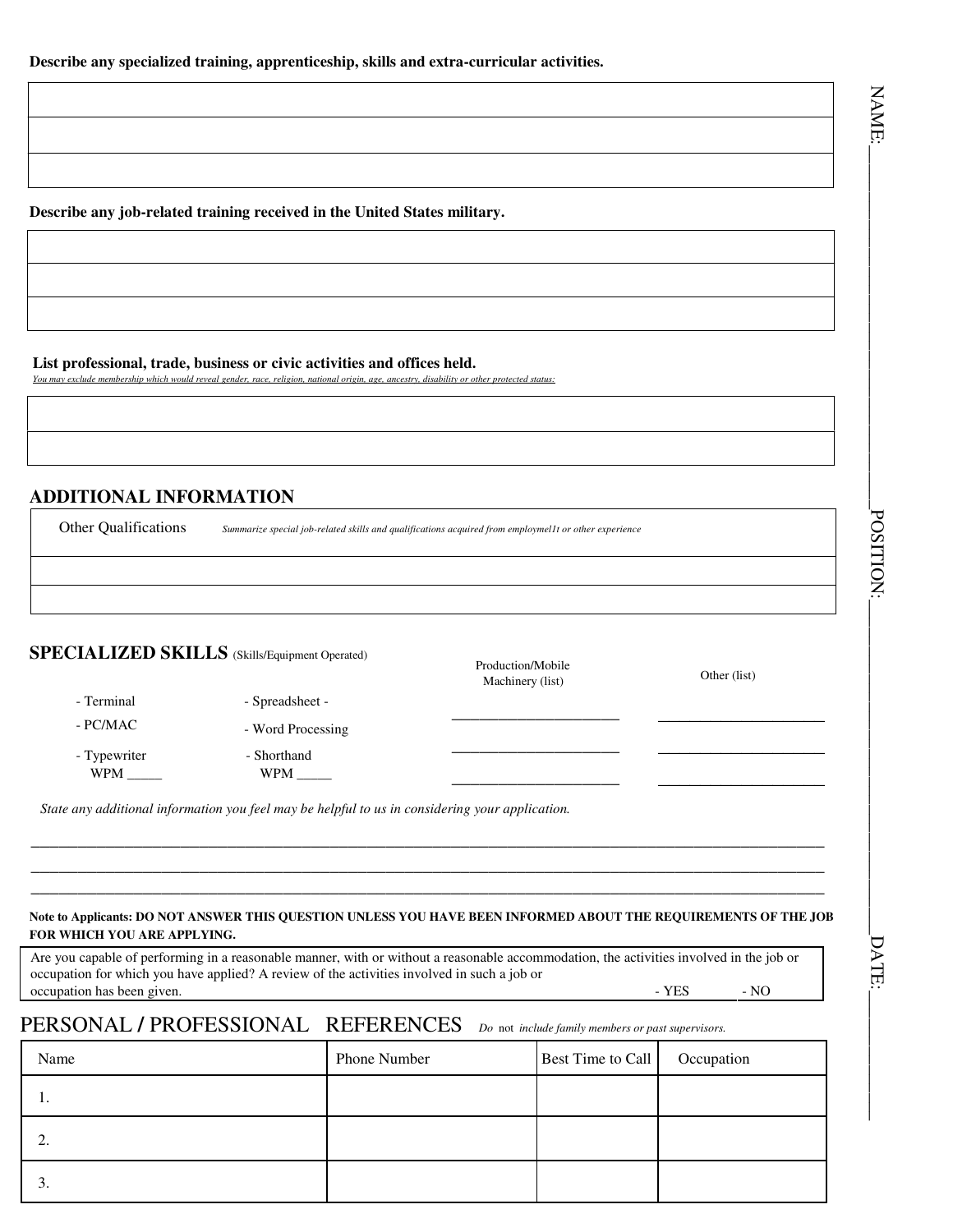**Describe any specialized training, apprenticeship, skills and extra-curricular activities.**

| |
|---|
| |
| |
| |

**Describe any job-related training received in the United States military.**

| |
|---|
| |
| |
| |

**List professional, trade, business or civic activities and offices held.**

*You may exclude membership which would reveal gender, race, religion, national origin, age, ancestry, disability or other protected status:*

| |
|---|
| |
| |

## ADDITIONAL INFORMATION

| Other Qualifications *Summarize special job-related skills and qualifications acquired from employmel1t or other experience* |
|---|
| |
| |

## SPECIALIZED SKILLS (Skills/Equipment Operated)

| | | Production/Mobile Machinery (list) | Other (list) |
|---|---|---|---|
| - Terminal | - Spreadsheet - | ______________________ | ______________________ |
| - PC/MAC | - Word Processing | ______________________ | ______________________ |
| - Typewriter WPM _____ | - Shorthand WPM _____ | ______________________ | ______________________ |

*State any additional information you feel may be helpful to us in considering your application.*

______________________________________________________________________________

______________________________________________________________________________

______________________________________________________________________________

**Note to Applicants: DO NOT ANSWER THIS QUESTION UNLESS YOU HAVE BEEN INFORMED ABOUT THE REQUIREMENTS OF THE JOB FOR WHICH YOU ARE APPLYING.**

Are you capable of performing in a reasonable manner, with or without a reasonable accommodation, the activities involved in the job or occupation for which you have applied? A review of the activities involved in such a job or occupation has been given. - YES - NO

## PERSONAL / PROFESSIONAL REFERENCES *Do not include family members or past supervisors.*

| Name | Phone Number | Best Time to Call | Occupation |
|---|---|---|---|
| 1. | | | |
| 2. | | | |
| 3. | | | |

NAME:________________ POSITION:________________ DATE:________________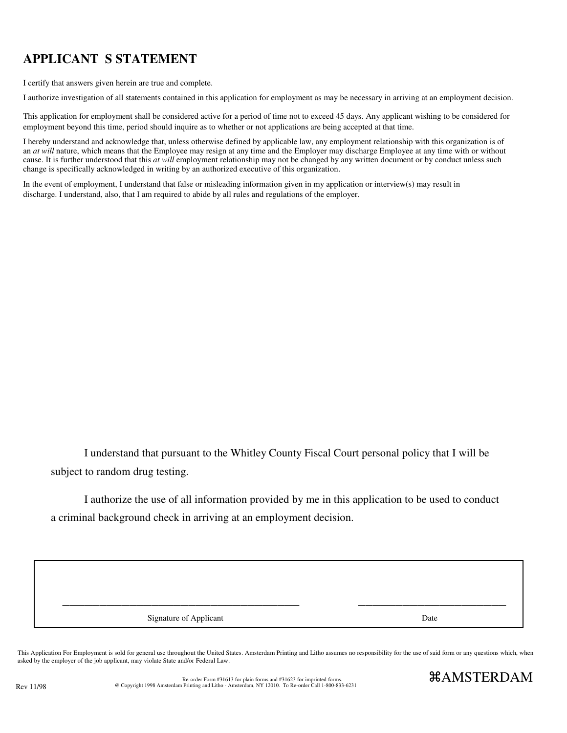## APPLICANT S STATEMENT

I certify that answers given herein are true and complete.

I authorize investigation of all statements contained in this application for employment as may be necessary in arriving at an employment decision.

This application for employment shall be considered active for a period of time not to exceed 45 days. Any applicant wishing to be considered for employment beyond this time, period should inquire as to whether or not applications are being accepted at that time.

I hereby understand and acknowledge that, unless otherwise defined by applicable law, any employment relationship with this organization is of an *at will* nature, which means that the Employee may resign at any time and the Employer may discharge Employee at any time with or without cause. It is further understood that this *at will* employment relationship may not be changed by any written document or by conduct unless such change is specifically acknowledged in writing by an authorized executive of this organization.

In the event of employment, I understand that false or misleading information given in my application or interview(s) may result in discharge. I understand, also, that I am required to abide by all rules and regulations of the employer.

I understand that pursuant to the Whitley County Fiscal Court personal policy that I will be subject to random drug testing.

I authorize the use of all information provided by me in this application to be used to conduct a criminal background check in arriving at an employment decision.

| | |
|---|---|
| ______________________________ | ______________________ |
| Signature of Applicant | Date |

This Application For Employment is sold for general use throughout the United States. Amsterdam Printing and Litho assumes no responsibility for the use of said form or any questions which, when asked by the employer of the job applicant, may violate State and/or Federal Law.

Rev 11/98

Re-order Form #31613 for plain forms and #31623 for imprinted forms.
@ Copyright 1998 Amsterdam Printing and Litho - Amsterdam, NY 12010. To Re-order Call 1-800-833-6231

⌘AMSTERDAM